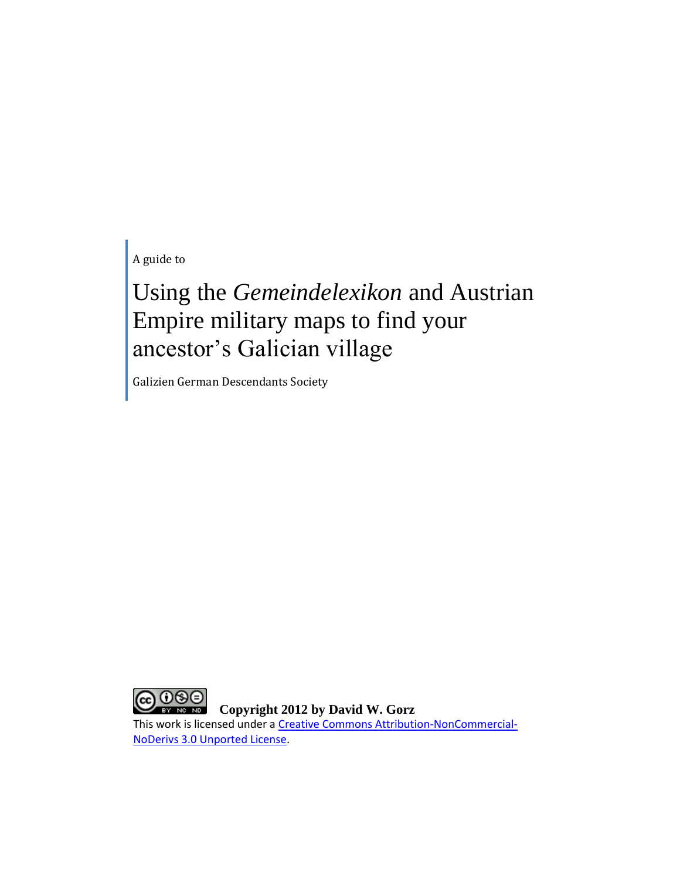A guide to

# Using the *Gemeindelexikon* and Austrian Empire military maps to find your ancestor's Galician village

Galizien German Descendants Society

**Copyright 2012 by David W. Gorz**

This work is licensed under a Creative Commons Attribution-NonCommercial-NoDerivs 3.0 Unported License.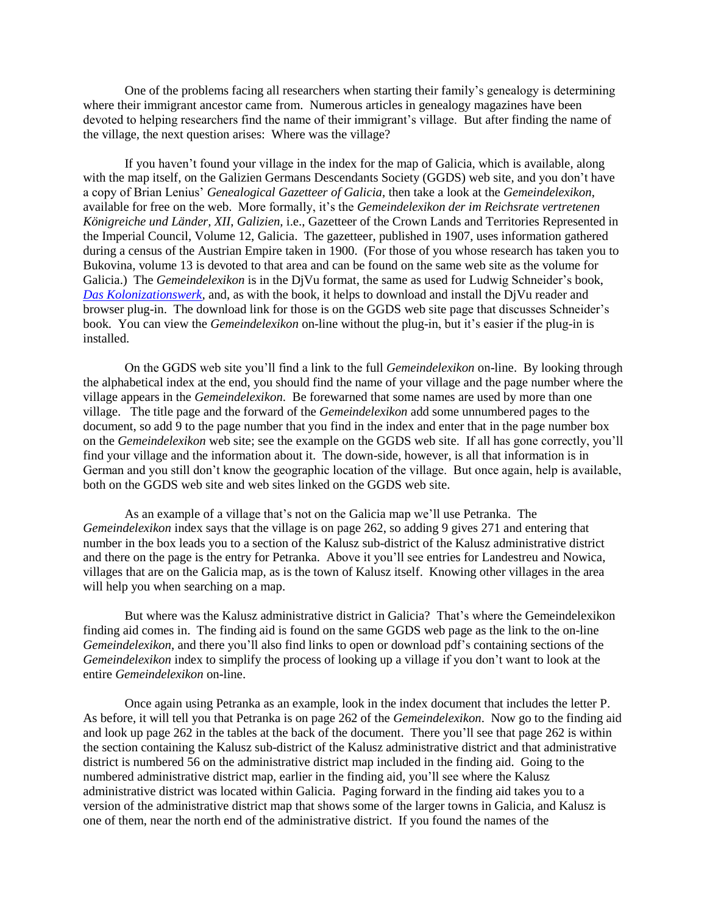One of the problems facing all researchers when starting their family's genealogy is determining where their immigrant ancestor came from. Numerous articles in genealogy magazines have been devoted to helping researchers find the name of their immigrant's village. But after finding the name of the village, the next question arises: Where was the village?

If you haven't found your village in the index for the map of Galicia, which is available, along with the map itself, on the Galizien Germans Descendants Society (GGDS) web site, and you don't have a copy of Brian Lenius' *Genealogical Gazetteer of Galicia*, then take a look at the *Gemeindelexikon*, available for free on the web. More formally, it's the *Gemeindelexikon der im Reichsrate vertretenen Königreiche und Länder, XII, Galizien,* i.e., Gazetteer of the Crown Lands and Territories Represented in the Imperial Council, Volume 12, Galicia. The gazetteer, published in 1907, uses information gathered during a census of the Austrian Empire taken in 1900. (For those of you whose research has taken you to Bukovina, volume 13 is devoted to that area and can be found on the same web site as the volume for Galicia.) The *Gemeindelexikon* is in the DjVu format, the same as used for Ludwig Schneider's book, *Das Kolonizationswerk*, and, as with the book, it helps to download and install the DjVu reader and browser plug-in. The download link for those is on the GGDS web site page that discusses Schneider's book. You can view the *Gemeindelexikon* on-line without the plug-in, but it's easier if the plug-in is installed.

On the GGDS web site you'll find a link to the full *Gemeindelexikon* on-line. By looking through the alphabetical index at the end, you should find the name of your village and the page number where the village appears in the *Gemeindelexikon*. Be forewarned that some names are used by more than one village. The title page and the forward of the *Gemeindelexikon* add some unnumbered pages to the document, so add 9 to the page number that you find in the index and enter that in the page number box on the *Gemeindelexikon* web site; see the example on the GGDS web site. If all has gone correctly, you'll find your village and the information about it. The down-side, however, is all that information is in German and you still don't know the geographic location of the village. But once again, help is available, both on the GGDS web site and web sites linked on the GGDS web site.

As an example of a village that's not on the Galicia map we'll use Petranka. The *Gemeindelexikon* index says that the village is on page 262, so adding 9 gives 271 and entering that number in the box leads you to a section of the Kalusz sub-district of the Kalusz administrative district and there on the page is the entry for Petranka. Above it you'll see entries for Landestreu and Nowica, villages that are on the Galicia map, as is the town of Kalusz itself. Knowing other villages in the area will help you when searching on a map.

But where was the Kalusz administrative district in Galicia? That's where the Gemeindelexikon finding aid comes in. The finding aid is found on the same GGDS web page as the link to the on-line *Gemeindelexikon*, and there you'll also find links to open or download pdf's containing sections of the *Gemeindelexikon* index to simplify the process of looking up a village if you don't want to look at the entire *Gemeindelexikon* on-line.

Once again using Petranka as an example, look in the index document that includes the letter P. As before, it will tell you that Petranka is on page 262 of the *Gemeindelexikon*. Now go to the finding aid and look up page 262 in the tables at the back of the document. There you'll see that page 262 is within the section containing the Kalusz sub-district of the Kalusz administrative district and that administrative district is numbered 56 on the administrative district map included in the finding aid. Going to the numbered administrative district map, earlier in the finding aid, you'll see where the Kalusz administrative district was located within Galicia. Paging forward in the finding aid takes you to a version of the administrative district map that shows some of the larger towns in Galicia, and Kalusz is one of them, near the north end of the administrative district. If you found the names of the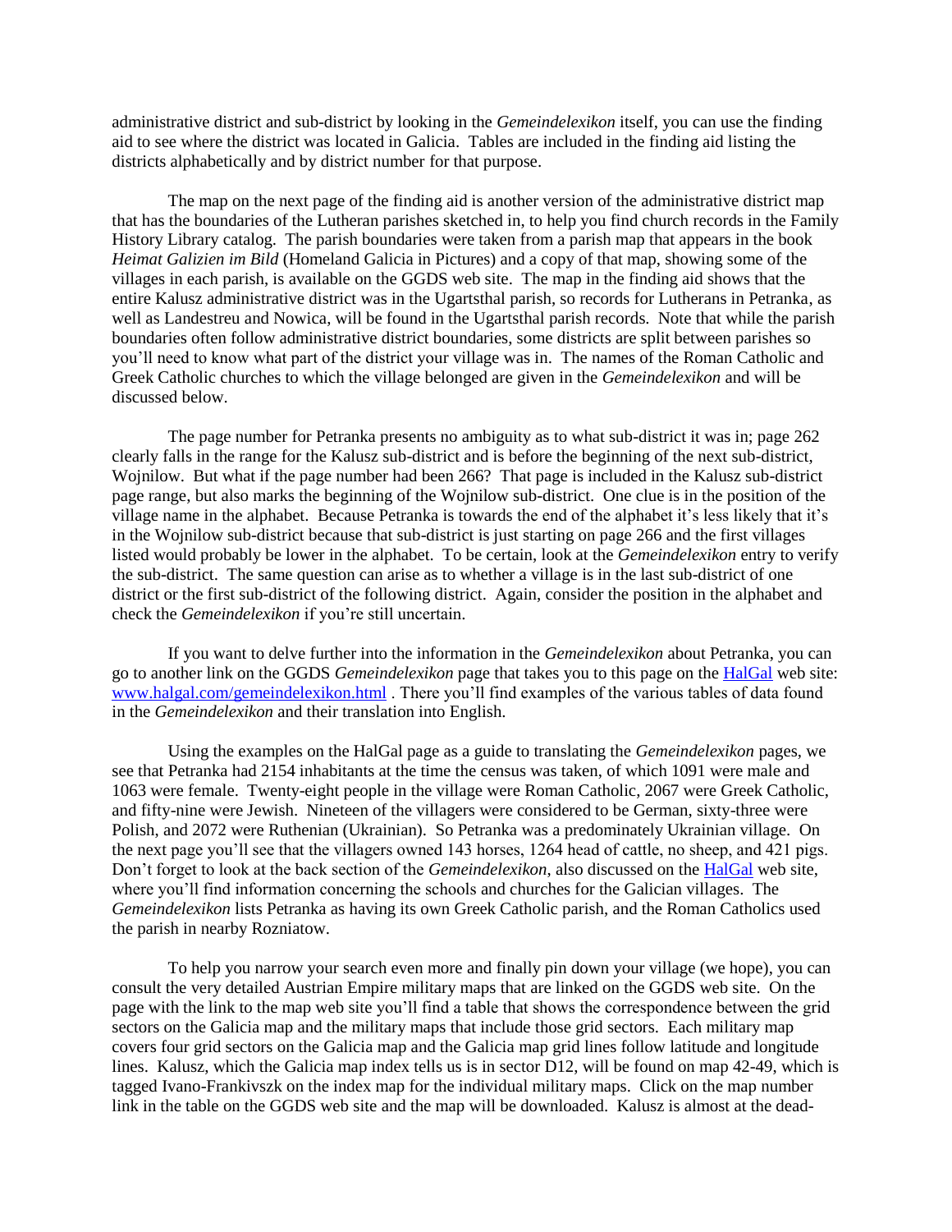administrative district and sub-district by looking in the *Gemeindelexikon* itself, you can use the finding aid to see where the district was located in Galicia. Tables are included in the finding aid listing the districts alphabetically and by district number for that purpose.

The map on the next page of the finding aid is another version of the administrative district map that has the boundaries of the Lutheran parishes sketched in, to help you find church records in the Family History Library catalog. The parish boundaries were taken from a parish map that appears in the book *Heimat Galizien im Bild* (Homeland Galicia in Pictures) and a copy of that map, showing some of the villages in each parish, is available on the GGDS web site. The map in the finding aid shows that the entire Kalusz administrative district was in the Ugartsthal parish, so records for Lutherans in Petranka, as well as Landestreu and Nowica, will be found in the Ugartsthal parish records. Note that while the parish boundaries often follow administrative district boundaries, some districts are split between parishes so you'll need to know what part of the district your village was in. The names of the Roman Catholic and Greek Catholic churches to which the village belonged are given in the *Gemeindelexikon* and will be discussed below.

The page number for Petranka presents no ambiguity as to what sub-district it was in; page 262 clearly falls in the range for the Kalusz sub-district and is before the beginning of the next sub-district, Wojnilow. But what if the page number had been 266? That page is included in the Kalusz sub-district page range, but also marks the beginning of the Wojnilow sub-district. One clue is in the position of the village name in the alphabet. Because Petranka is towards the end of the alphabet it's less likely that it's in the Wojnilow sub-district because that sub-district is just starting on page 266 and the first villages listed would probably be lower in the alphabet. To be certain, look at the *Gemeindelexikon* entry to verify the sub-district. The same question can arise as to whether a village is in the last sub-district of one district or the first sub-district of the following district. Again, consider the position in the alphabet and check the *Gemeindelexikon* if you're still uncertain.

If you want to delve further into the information in the *Gemeindelexikon* about Petranka, you can go to another link on the GGDS *Gemeindelexikon* page that takes you to this page on the HalGal web site: www.halgal.com/gemeindelexikon.html . There you'll find examples of the various tables of data found in the *Gemeindelexikon* and their translation into English.

Using the examples on the HalGal page as a guide to translating the *Gemeindelexikon* pages, we see that Petranka had 2154 inhabitants at the time the census was taken, of which 1091 were male and 1063 were female. Twenty-eight people in the village were Roman Catholic, 2067 were Greek Catholic, and fifty-nine were Jewish. Nineteen of the villagers were considered to be German, sixty-three were Polish, and 2072 were Ruthenian (Ukrainian). So Petranka was a predominately Ukrainian village. On the next page you'll see that the villagers owned 143 horses, 1264 head of cattle, no sheep, and 421 pigs. Don't forget to look at the back section of the *Gemeindelexikon*, also discussed on the HalGal web site, where you'll find information concerning the schools and churches for the Galician villages. The *Gemeindelexikon* lists Petranka as having its own Greek Catholic parish, and the Roman Catholics used the parish in nearby Rozniatow.

To help you narrow your search even more and finally pin down your village (we hope), you can consult the very detailed Austrian Empire military maps that are linked on the GGDS web site. On the page with the link to the map web site you'll find a table that shows the correspondence between the grid sectors on the Galicia map and the military maps that include those grid sectors. Each military map covers four grid sectors on the Galicia map and the Galicia map grid lines follow latitude and longitude lines. Kalusz, which the Galicia map index tells us is in sector D12, will be found on map 42-49, which is tagged Ivano-Frankivszk on the index map for the individual military maps. Click on the map number link in the table on the GGDS web site and the map will be downloaded. Kalusz is almost at the dead-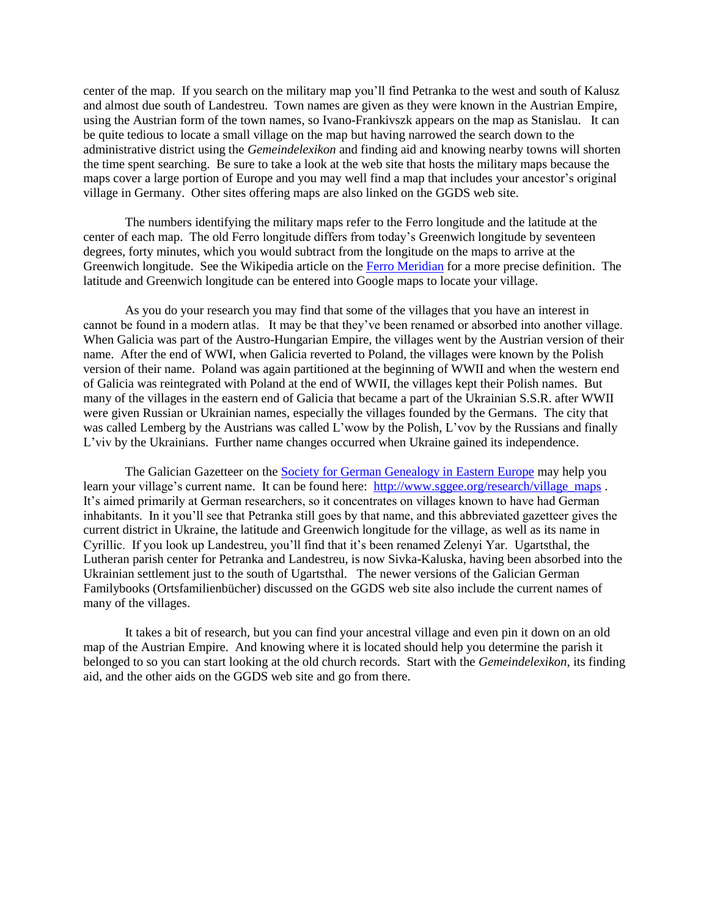center of the map. If you search on the military map you'll find Petranka to the west and south of Kalusz and almost due south of Landestreu. Town names are given as they were known in the Austrian Empire, using the Austrian form of the town names, so Ivano-Frankivszk appears on the map as Stanislau. It can be quite tedious to locate a small village on the map but having narrowed the search down to the administrative district using the *Gemeindelexikon* and finding aid and knowing nearby towns will shorten the time spent searching. Be sure to take a look at the web site that hosts the military maps because the maps cover a large portion of Europe and you may well find a map that includes your ancestor's original village in Germany. Other sites offering maps are also linked on the GGDS web site.

The numbers identifying the military maps refer to the Ferro longitude and the latitude at the center of each map. The old Ferro longitude differs from today's Greenwich longitude by seventeen degrees, forty minutes, which you would subtract from the longitude on the maps to arrive at the Greenwich longitude. See the Wikipedia article on the [Ferro Meridian](https://en.wikipedia.org/wiki/Ferro_Meridian) for a more precise definition. The latitude and Greenwich longitude can be entered into Google maps to locate your village.

As you do your research you may find that some of the villages that you have an interest in cannot be found in a modern atlas. It may be that they've been renamed or absorbed into another village. When Galicia was part of the Austro-Hungarian Empire, the villages went by the Austrian version of their name. After the end of WWI, when Galicia reverted to Poland, the villages were known by the Polish version of their name. Poland was again partitioned at the beginning of WWII and when the western end of Galicia was reintegrated with Poland at the end of WWII, the villages kept their Polish names. But many of the villages in the eastern end of Galicia that became a part of the Ukrainian S.S.R. after WWII were given Russian or Ukrainian names, especially the villages founded by the Germans. The city that was called Lemberg by the Austrians was called L'wow by the Polish, L'vov by the Russians and finally L'viv by the Ukrainians. Further name changes occurred when Ukraine gained its independence.

The Galician Gazetteer on the [Society for German Genealogy in Eastern Europe](http://www.sggee.org) may help you learn your village's current name. It can be found here: [http://www.sggee.org/research/village_maps](http://www.sggee.org/research/village_maps) . It's aimed primarily at German researchers, so it concentrates on villages known to have had German inhabitants. In it you'll see that Petranka still goes by that name, and this abbreviated gazetteer gives the current district in Ukraine, the latitude and Greenwich longitude for the village, as well as its name in Cyrillic. If you look up Landestreu, you'll find that it's been renamed Zelenyi Yar. Ugartsthal, the Lutheran parish center for Petranka and Landestreu, is now Sivka-Kaluska, having been absorbed into the Ukrainian settlement just to the south of Ugartsthal. The newer versions of the Galician German Familybooks (Ortsfamilienbücher) discussed on the GGDS web site also include the current names of many of the villages.

It takes a bit of research, but you can find your ancestral village and even pin it down on an old map of the Austrian Empire. And knowing where it is located should help you determine the parish it belonged to so you can start looking at the old church records. Start with the *Gemeindelexikon*, its finding aid, and the other aids on the GGDS web site and go from there.